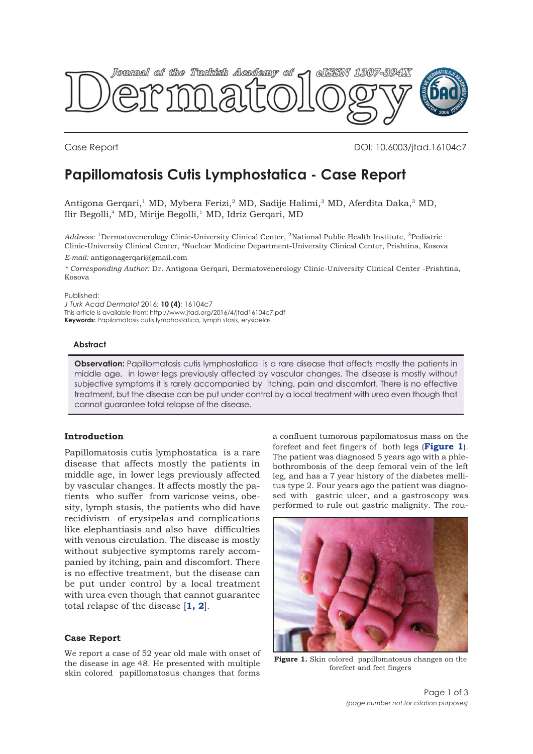Case Report

DOI: 10.6003/jtad.16104c7

# Papillomatosis Cutis Lymphostatica - Case Report

Antigona Gerqari,[1] MD, Mybera Ferizi,[2] MD, Sadije Halimi,[3] MD, Aferdita Daka,[3] MD, Ilir Begolli,[4] MD, Mirije Begolli,[1] MD, Idriz Gerqari, MD

*Address:* [1]Dermatovenerology Clinic-University Clinical Center, [2]National Public Health Institute, [3]Pediatric Clinic-University Clinical Center, [4]Nuclear Medicine Department-University Clinical Center, Prishtina, Kosova

*E-mail:* antigonagerqari@gmail.com

*\* Corresponding Author:* Dr. Antigona Gerqari, Dermatovenerology Clinic-University Clinical Center -Prishtina, Kosova

Published:
*J Turk Acad Dermatol* 2016; **10 (4)**: 16104c7
This article is available from: http://www.jtad.org/2016/4/jtad16104c7.pdf
**Keywords:** Papilomatosis cutis lymphostatica, lymph stasis, erysipelas

### Abstract

**Observation:** Papillomatosis cutis lymphostatica is a rare disease that affects mostly the patients in middle age, in lower legs previously affected by vascular changes. The disease is mostly without subjective symptoms it is rarely accompanied by itching, pain and discomfort. There is no effective treatment, but the disease can be put under control by a local treatment with urea even though that cannot guarantee total relapse of the disease.

### Introduction

Papillomatosis cutis lymphostatica is a rare disease that affects mostly the patients in middle age, in lower legs previously affected by vascular changes. It affects mostly the patients who suffer from varicose veins, obesity, lymph stasis, the patients who did have recidivism of erysipelas and complications like elephantiasis and also have difficulties with venous circulation. The disease is mostly without subjective symptoms rarely accompanied by itching, pain and discomfort. There is no effective treatment, but the disease can be put under control by a local treatment with urea even though that cannot guarantee total relapse of the disease [**1, 2**].

### Case Report

We report a case of 52 year old male with onset of the disease in age 48. He presented with multiple skin colored papillomatosus changes that forms a confluent tumorous papillomatosus mass on the forefeet and feet fingers of both legs (**Figure 1**). The patient was diagnosed 5 years ago with a phlebothrombosis of the deep femoral vein of the left leg, and has a 7 year history of the diabetes mellitus type 2. Four years ago the patient was diagnosed with gastric ulcer, and a gastroscopy was performed to rule out gastric malignity. The rou-

**Figure 1.** Skin colored papillomatosus changes on the forefeet and feet fingers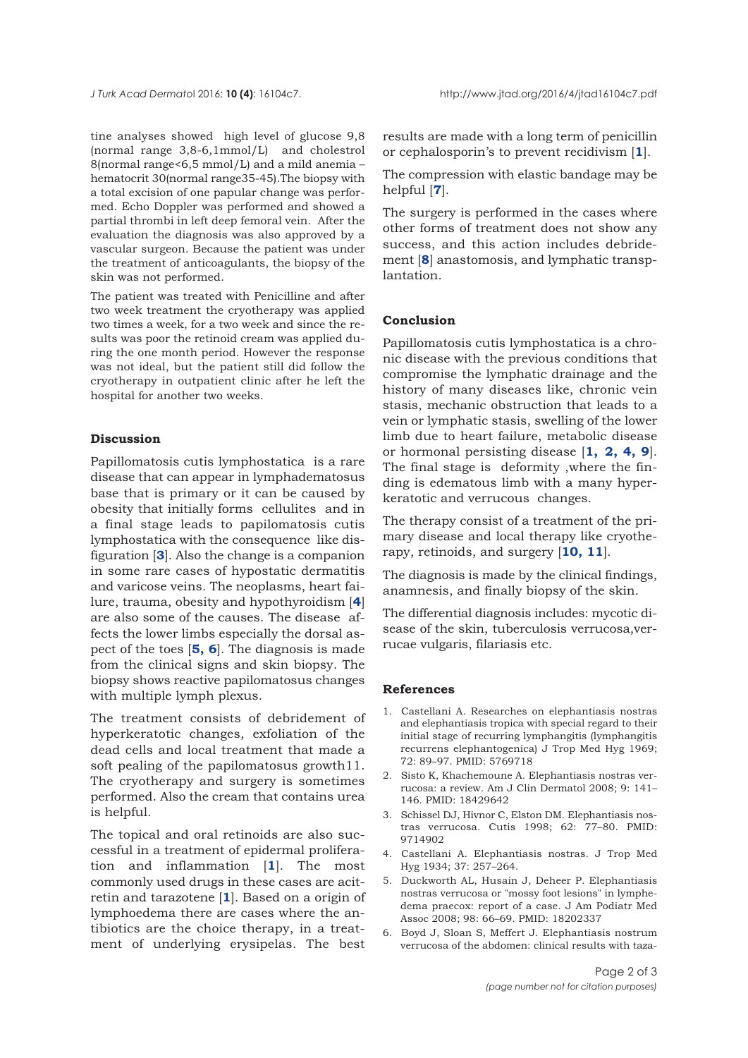tine analyses showed high level of glucose 9,8 (normal range 3,8-6,1mmol/L) and cholestrol 8(normal range<6,5 mmol/L) and a mild anemia – hematocrit 30(normal range35-45).The biopsy with a total excision of one papular change was performed. Echo Doppler was performed and showed a partial thrombi in left deep femoral vein. After the evaluation the diagnosis was also approved by a vascular surgeon. Because the patient was under the treatment of anticoagulants, the biopsy of the skin was not performed.

The patient was treated with Penicilline and after two week treatment the cryotherapy was applied two times a week, for a two week and since the results was poor the retinoid cream was applied during the one month period. However the response was not ideal, but the patient still did follow the cryotherapy in outpatient clinic after he left the hospital for another two weeks.

## Discussion

Papillomatosis cutis lymphostatica is a rare disease that can appear in lymphadematosus base that is primary or it can be caused by obesity that initially forms cellulites and in a final stage leads to papilomatosis cutis lymphostatica with the consequence like disfiguration [**3**]. Also the change is a companion in some rare cases of hypostatic dermatitis and varicose veins. The neoplasms, heart failure, trauma, obesity and hypothyroidism [**4**] are also some of the causes. The disease affects the lower limbs especially the dorsal aspect of the toes [**5, 6**]. The diagnosis is made from the clinical signs and skin biopsy. The biopsy shows reactive papilomatosus changes with multiple lymph plexus.

The treatment consists of debridement of hyperkeratotic changes, exfoliation of the dead cells and local treatment that made a soft pealing of the papilomatosus growth11. The cryotherapy and surgery is sometimes performed. Also the cream that contains urea is helpful.

The topical and oral retinoids are also successful in a treatment of epidermal proliferation and inflammation [**1**]. The most commonly used drugs in these cases are acitretin and tarazotene [**1**]. Based on a origin of lymphoedema there are cases where the antibiotics are the choice therapy, in a treatment of underlying erysipelas. The best results are made with a long term of penicillin or cephalosporin's to prevent recidivism [**1**].

The compression with elastic bandage may be helpful [**7**].

The surgery is performed in the cases where other forms of treatment does not show any success, and this action includes debridement [**8**] anastomosis, and lymphatic transplantation.

## Conclusion

Papillomatosis cutis lymphostatica is a chronic disease with the previous conditions that compromise the lymphatic drainage and the history of many diseases like, chronic vein stasis, mechanic obstruction that leads to a vein or lymphatic stasis, swelling of the lower limb due to heart failure, metabolic disease or hormonal persisting disease [**1, 2, 4, 9**]. The final stage is deformity ,where the finding is edematous limb with a many hyperkeratotic and verrucous changes.

The therapy consist of a treatment of the primary disease and local therapy like cryotherapy, retinoids, and surgery [**10, 11**].

The diagnosis is made by the clinical findings, anamnesis, and finally biopsy of the skin.

The differential diagnosis includes: mycotic disease of the skin, tuberculosis verrucosa,verrucae vulgaris, filariasis etc.

## References

1. Castellani A. Researches on elephantiasis nostras and elephantiasis tropica with special regard to their initial stage of recurring lymphangitis (lymphangitis recurrens elephantogenica) J Trop Med Hyg 1969; 72: 89–97. PMID: 5769718
2. Sisto K, Khachemoune A. Elephantiasis nostras verrucosa: a review. Am J Clin Dermatol 2008; 9: 141–146. PMID: 18429642
3. Schissel DJ, Hivnor C, Elston DM. Elephantiasis nostras verrucosa. Cutis 1998; 62: 77–80. PMID: 9714902
4. Castellani A. Elephantiasis nostras. J Trop Med Hyg 1934; 37: 257–264.
5. Duckworth AL, Husain J, Deheer P. Elephantiasis nostras verrucosa or "mossy foot lesions" in lymphedema praecox: report of a case. J Am Podiatr Med Assoc 2008; 98: 66–69. PMID: 18202337
6. Boyd J, Sloan S, Meffert J. Elephantiasis nostrum verrucosa of the abdomen: clinical results with taza-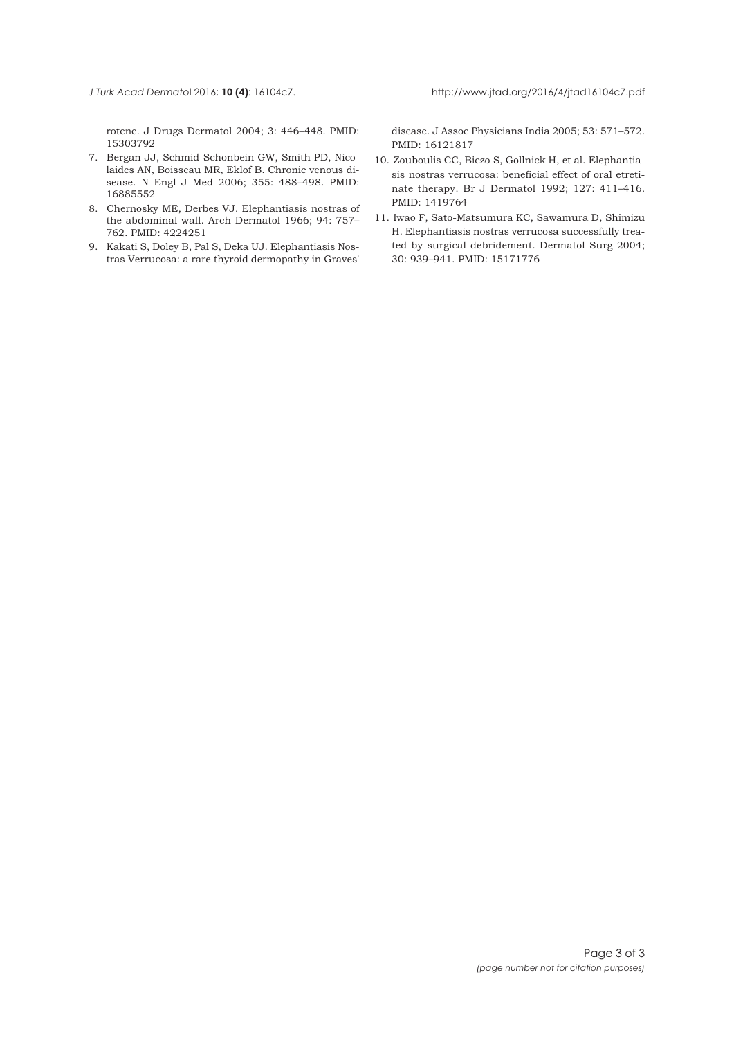rotene. J Drugs Dermatol 2004; 3: 446–448. PMID: 15303792

7. Bergan JJ, Schmid-Schonbein GW, Smith PD, Nicolaides AN, Boisseau MR, Eklof B. Chronic venous disease. N Engl J Med 2006; 355: 488–498. PMID: 16885552
8. Chernosky ME, Derbes VJ. Elephantiasis nostras of the abdominal wall. Arch Dermatol 1966; 94: 757–762. PMID: 4224251
9. Kakati S, Doley B, Pal S, Deka UJ. Elephantiasis Nostras Verrucosa: a rare thyroid dermopathy in Graves' disease. J Assoc Physicians India 2005; 53: 571–572. PMID: 16121817
10. Zouboulis CC, Biczo S, Gollnick H, et al. Elephantiasis nostras verrucosa: beneficial effect of oral etretinate therapy. Br J Dermatol 1992; 127: 411–416. PMID: 1419764
11. Iwao F, Sato-Matsumura KC, Sawamura D, Shimizu H. Elephantiasis nostras verrucosa successfully treated by surgical debridement. Dermatol Surg 2004; 30: 939–941. PMID: 15171776